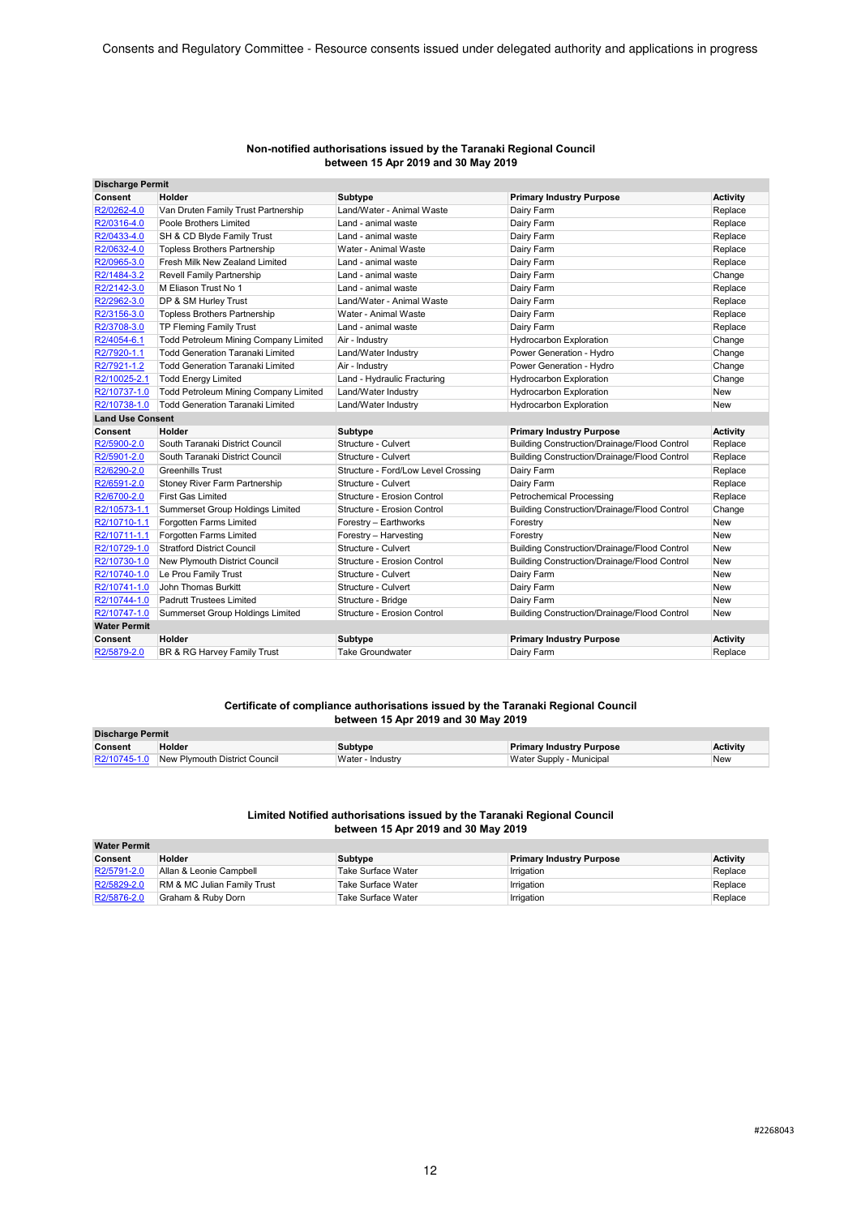### Non-notified authorisations issued by the Taranaki Regional Council between 15 Apr 2019 and 30 May 2019

**Discharge Permit**

| Consent | Holder | Subtype | Primary Industry Purpose | Activity |
|---|---|---|---|---|
| R2/0262-4.0 | Van Druten Family Trust Partnership | Land/Water - Animal Waste | Dairy Farm | Replace |
| R2/0316-4.0 | Poole Brothers Limited | Land - animal waste | Dairy Farm | Replace |
| R2/0433-4.0 | SH & CD Blyde Family Trust | Land - animal waste | Dairy Farm | Replace |
| R2/0632-4.0 | Topless Brothers Partnership | Water - Animal Waste | Dairy Farm | Replace |
| R2/0965-3.0 | Fresh Milk New Zealand Limited | Land - animal waste | Dairy Farm | Replace |
| R2/1484-3.2 | Revell Family Partnership | Land - animal waste | Dairy Farm | Change |
| R2/2142-3.0 | M Eliason Trust No 1 | Land - animal waste | Dairy Farm | Replace |
| R2/2962-3.0 | DP & SM Hurley Trust | Land/Water - Animal Waste | Dairy Farm | Replace |
| R2/3156-3.0 | Topless Brothers Partnership | Water - Animal Waste | Dairy Farm | Replace |
| R2/3708-3.0 | TP Fleming Family Trust | Land - animal waste | Dairy Farm | Replace |
| R2/4054-6.1 | Todd Petroleum Mining Company Limited | Air - Industry | Hydrocarbon Exploration | Change |
| R2/7920-1.1 | Todd Generation Taranaki Limited | Land/Water Industry | Power Generation - Hydro | Change |
| R2/7921-1.2 | Todd Generation Taranaki Limited | Air - Industry | Power Generation - Hydro | Change |
| R2/10025-2.1 | Todd Energy Limited | Land - Hydraulic Fracturing | Hydrocarbon Exploration | Change |
| R2/10737-1.0 | Todd Petroleum Mining Company Limited | Land/Water Industry | Hydrocarbon Exploration | New |
| R2/10738-1.0 | Todd Generation Taranaki Limited | Land/Water Industry | Hydrocarbon Exploration | New |

**Land Use Consent**

| Consent | Holder | Subtype | Primary Industry Purpose | Activity |
|---|---|---|---|---|
| R2/5900-2.0 | South Taranaki District Council | Structure - Culvert | Building Construction/Drainage/Flood Control | Replace |
| R2/5901-2.0 | South Taranaki District Council | Structure - Culvert | Building Construction/Drainage/Flood Control | Replace |
| R2/6290-2.0 | Greenhills Trust | Structure - Ford/Low Level Crossing | Dairy Farm | Replace |
| R2/6591-2.0 | Stoney River Farm Partnership | Structure - Culvert | Dairy Farm | Replace |
| R2/6700-2.0 | First Gas Limited | Structure - Erosion Control | Petrochemical Processing | Replace |
| R2/10573-1.1 | Summerset Group Holdings Limited | Structure - Erosion Control | Building Construction/Drainage/Flood Control | Change |
| R2/10710-1.1 | Forgotten Farms Limited | Forestry – Earthworks | Forestry | New |
| R2/10711-1.1 | Forgotten Farms Limited | Forestry – Harvesting | Forestry | New |
| R2/10729-1.0 | Stratford District Council | Structure - Culvert | Building Construction/Drainage/Flood Control | New |
| R2/10730-1.0 | New Plymouth District Council | Structure - Erosion Control | Building Construction/Drainage/Flood Control | New |
| R2/10740-1.0 | Le Prou Family Trust | Structure - Culvert | Dairy Farm | New |
| R2/10741-1.0 | John Thomas Burkitt | Structure - Culvert | Dairy Farm | New |
| R2/10744-1.0 | Padrutt Trustees Limited | Structure - Bridge | Dairy Farm | New |
| R2/10747-1.0 | Summerset Group Holdings Limited | Structure - Erosion Control | Building Construction/Drainage/Flood Control | New |

**Water Permit**

| Consent | Holder | Subtype | Primary Industry Purpose | Activity |
|---|---|---|---|---|
| R2/5879-2.0 | BR & RG Harvey Family Trust | Take Groundwater | Dairy Farm | Replace |

### Certificate of compliance authorisations issued by the Taranaki Regional Council between 15 Apr 2019 and 30 May 2019

**Discharge Permit**

| Consent | Holder | Subtype | Primary Industry Purpose | Activity |
|---|---|---|---|---|
| R2/10745-1.0 | New Plymouth District Council | Water - Industry | Water Supply - Municipal | New |

### Limited Notified authorisations issued by the Taranaki Regional Council between 15 Apr 2019 and 30 May 2019

**Water Permit**

| Consent | Holder | Subtype | Primary Industry Purpose | Activity |
|---|---|---|---|---|
| R2/5791-2.0 | Allan & Leonie Campbell | Take Surface Water | Irrigation | Replace |
| R2/5829-2.0 | RM & MC Julian Family Trust | Take Surface Water | Irrigation | Replace |
| R2/5876-2.0 | Graham & Ruby Dorn | Take Surface Water | Irrigation | Replace |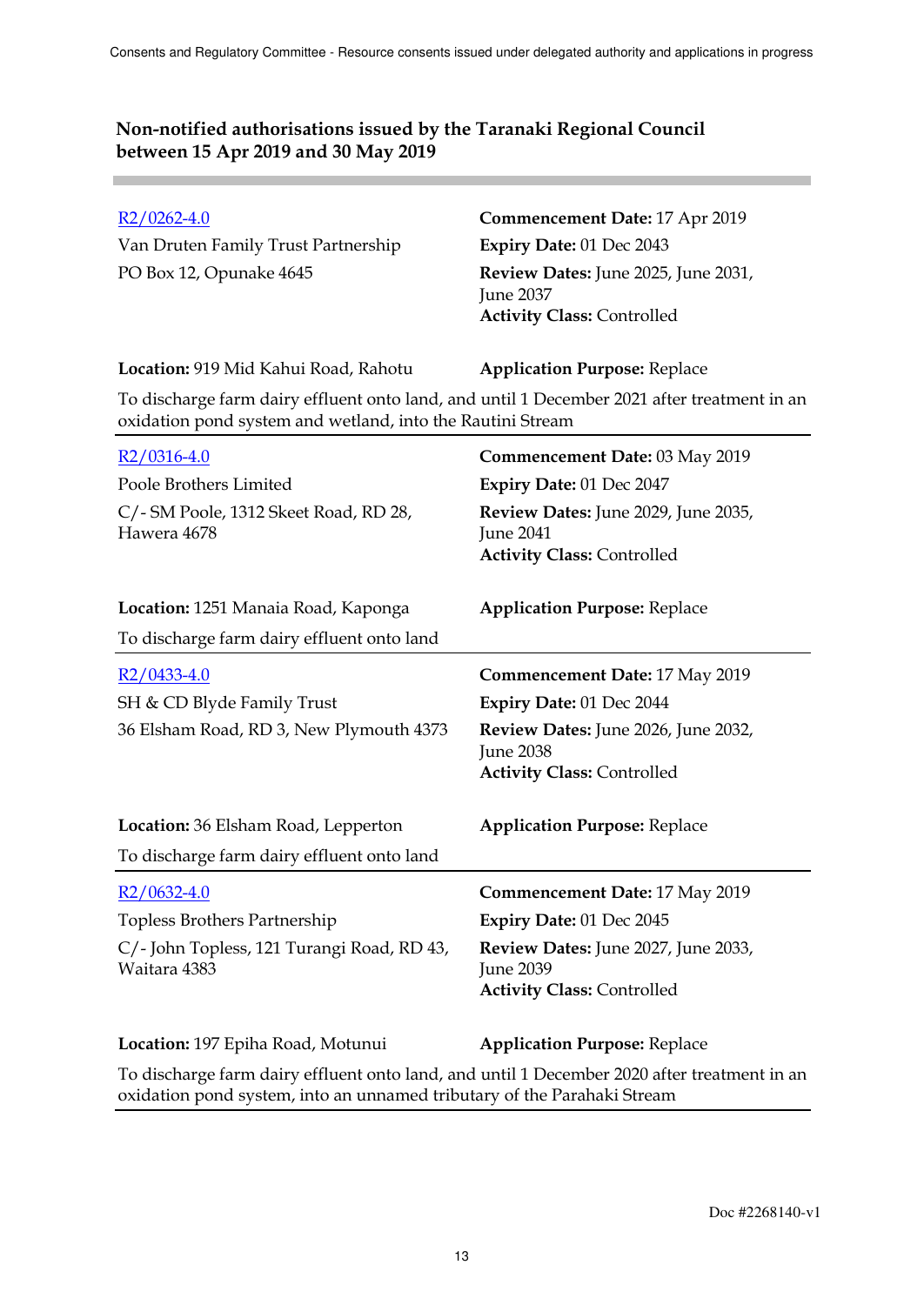**Non-notified authorisations issued by the Taranaki Regional Council between 15 Apr 2019 and 30 May 2019**

---

R2/0262-4.0
Van Druten Family Trust Partnership
PO Box 12, Opunake 4645

**Commencement Date:** 17 Apr 2019
**Expiry Date:** 01 Dec 2043
**Review Dates:** June 2025, June 2031, June 2037
**Activity Class:** Controlled

**Location:** 919 Mid Kahui Road, Rahotu
**Application Purpose:** Replace

To discharge farm dairy effluent onto land, and until 1 December 2021 after treatment in an oxidation pond system and wetland, into the Rautini Stream

---

R2/0316-4.0
Poole Brothers Limited
C/- SM Poole, 1312 Skeet Road, RD 28, Hawera 4678

**Commencement Date:** 03 May 2019
**Expiry Date:** 01 Dec 2047
**Review Dates:** June 2029, June 2035, June 2041
**Activity Class:** Controlled

**Location:** 1251 Manaia Road, Kaponga
**Application Purpose:** Replace

To discharge farm dairy effluent onto land

---

R2/0433-4.0
SH & CD Blyde Family Trust
36 Elsham Road, RD 3, New Plymouth 4373

**Commencement Date:** 17 May 2019
**Expiry Date:** 01 Dec 2044
**Review Dates:** June 2026, June 2032, June 2038
**Activity Class:** Controlled

**Location:** 36 Elsham Road, Lepperton
**Application Purpose:** Replace

To discharge farm dairy effluent onto land

---

R2/0632-4.0
Topless Brothers Partnership
C/- John Topless, 121 Turangi Road, RD 43, Waitara 4383

**Commencement Date:** 17 May 2019
**Expiry Date:** 01 Dec 2045
**Review Dates:** June 2027, June 2033, June 2039
**Activity Class:** Controlled

**Location:** 197 Epiha Road, Motunui
**Application Purpose:** Replace

To discharge farm dairy effluent onto land, and until 1 December 2020 after treatment in an oxidation pond system, into an unnamed tributary of the Parahaki Stream

---

Doc #2268140-v1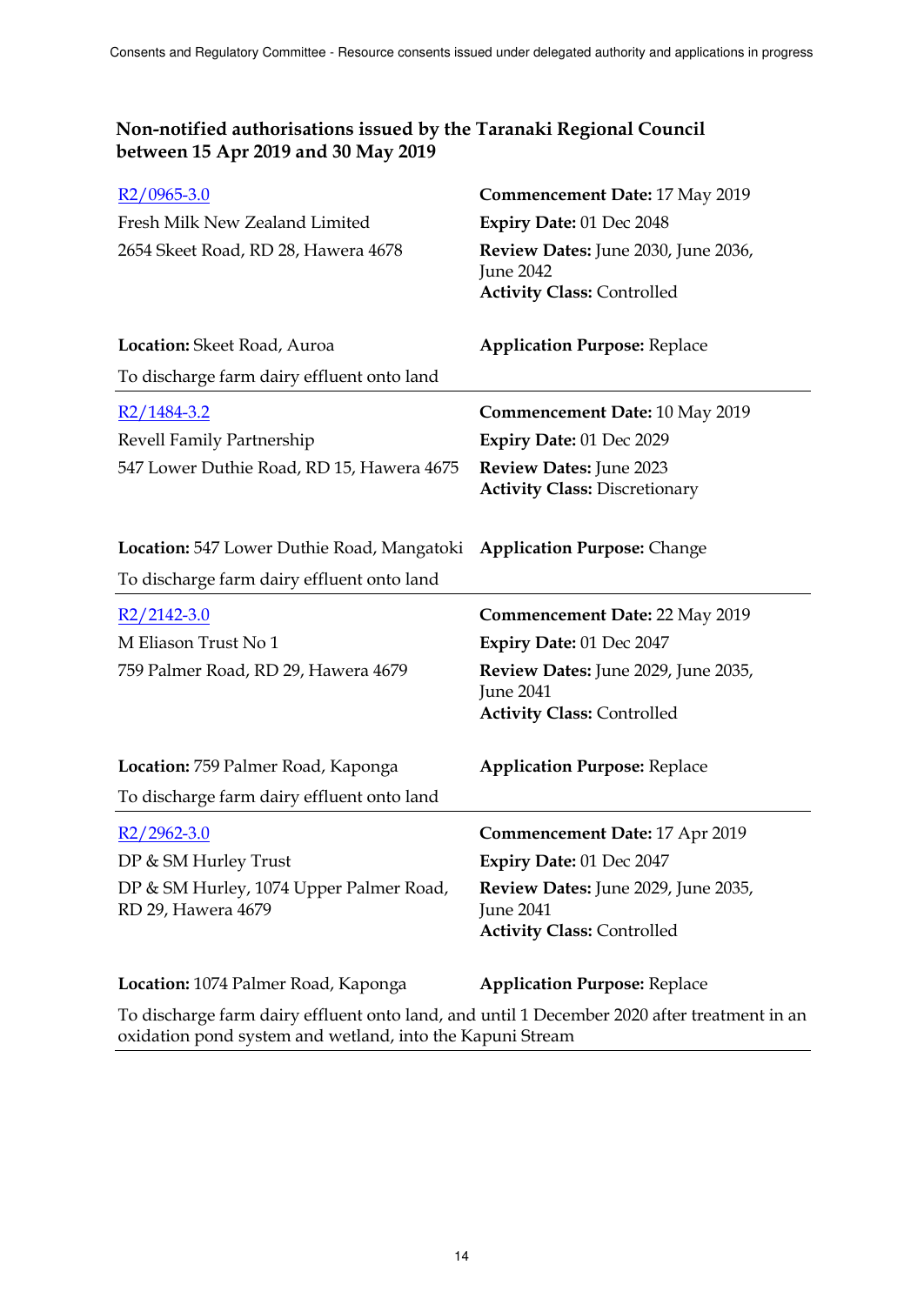## Non-notified authorisations issued by the Taranaki Regional Council between 15 Apr 2019 and 30 May 2019

R2/0965-3.0
Fresh Milk New Zealand Limited
2654 Skeet Road, RD 28, Hawera 4678

**Commencement Date:** 17 May 2019
**Expiry Date:** 01 Dec 2048
**Review Dates:** June 2030, June 2036, June 2042
**Activity Class:** Controlled

**Location:** Skeet Road, Auroa
**Application Purpose:** Replace

To discharge farm dairy effluent onto land

---

R2/1484-3.2
Revell Family Partnership
547 Lower Duthie Road, RD 15, Hawera 4675

**Commencement Date:** 10 May 2019
**Expiry Date:** 01 Dec 2029
**Review Dates:** June 2023
**Activity Class:** Discretionary

**Location:** 547 Lower Duthie Road, Mangatoki
**Application Purpose:** Change

To discharge farm dairy effluent onto land

---

R2/2142-3.0
M Eliason Trust No 1
759 Palmer Road, RD 29, Hawera 4679

**Commencement Date:** 22 May 2019
**Expiry Date:** 01 Dec 2047
**Review Dates:** June 2029, June 2035, June 2041
**Activity Class:** Controlled

**Location:** 759 Palmer Road, Kaponga
**Application Purpose:** Replace

To discharge farm dairy effluent onto land

---

R2/2962-3.0
DP & SM Hurley Trust
DP & SM Hurley, 1074 Upper Palmer Road, RD 29, Hawera 4679

**Commencement Date:** 17 Apr 2019
**Expiry Date:** 01 Dec 2047
**Review Dates:** June 2029, June 2035, June 2041
**Activity Class:** Controlled

**Location:** 1074 Palmer Road, Kaponga
**Application Purpose:** Replace

To discharge farm dairy effluent onto land, and until 1 December 2020 after treatment in an oxidation pond system and wetland, into the Kapuni Stream

---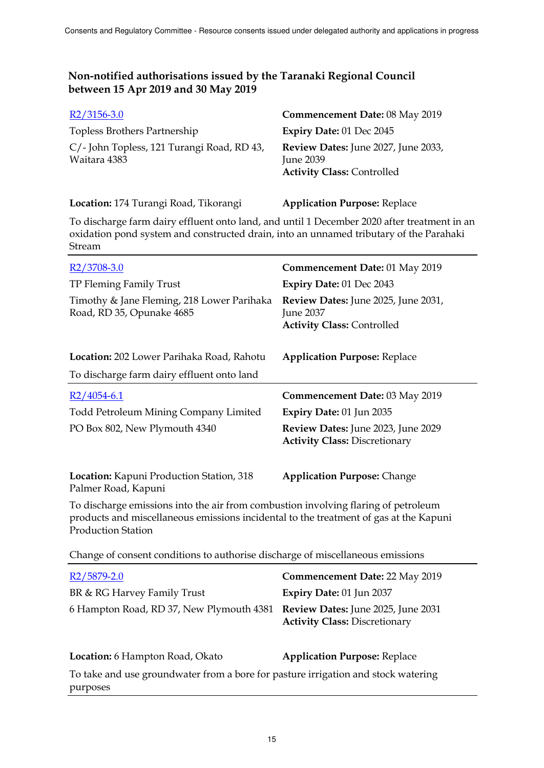## Non-notified authorisations issued by the Taranaki Regional Council between 15 Apr 2019 and 30 May 2019

R2/3156-3.0

Topless Brothers Partnership

C/- John Topless, 121 Turangi Road, RD 43, Waitara 4383

**Commencement Date:** 08 May 2019

**Expiry Date:** 01 Dec 2045

**Review Dates:** June 2027, June 2033, June 2039

**Activity Class:** Controlled

**Location:** 174 Turangi Road, Tikorangi

**Application Purpose:** Replace

To discharge farm dairy effluent onto land, and until 1 December 2020 after treatment in an oxidation pond system and constructed drain, into an unnamed tributary of the Parahaki Stream

---

R2/3708-3.0

TP Fleming Family Trust

Timothy & Jane Fleming, 218 Lower Parihaka Road, RD 35, Opunake 4685

**Commencement Date:** 01 May 2019

**Expiry Date:** 01 Dec 2043

**Review Dates:** June 2025, June 2031, June 2037

**Activity Class:** Controlled

**Location:** 202 Lower Parihaka Road, Rahotu

**Application Purpose:** Replace

To discharge farm dairy effluent onto land

---

R2/4054-6.1

Todd Petroleum Mining Company Limited

PO Box 802, New Plymouth 4340

**Commencement Date:** 03 May 2019

**Expiry Date:** 01 Jun 2035

**Review Dates:** June 2023, June 2029

**Activity Class:** Discretionary

**Location:** Kapuni Production Station, 318 Palmer Road, Kapuni

**Application Purpose:** Change

To discharge emissions into the air from combustion involving flaring of petroleum products and miscellaneous emissions incidental to the treatment of gas at the Kapuni Production Station

Change of consent conditions to authorise discharge of miscellaneous emissions

---

R2/5879-2.0

BR & RG Harvey Family Trust

6 Hampton Road, RD 37, New Plymouth 4381

**Commencement Date:** 22 May 2019

**Expiry Date:** 01 Jun 2037

**Review Dates:** June 2025, June 2031

**Activity Class:** Discretionary

**Location:** 6 Hampton Road, Okato

**Application Purpose:** Replace

To take and use groundwater from a bore for pasture irrigation and stock watering purposes

---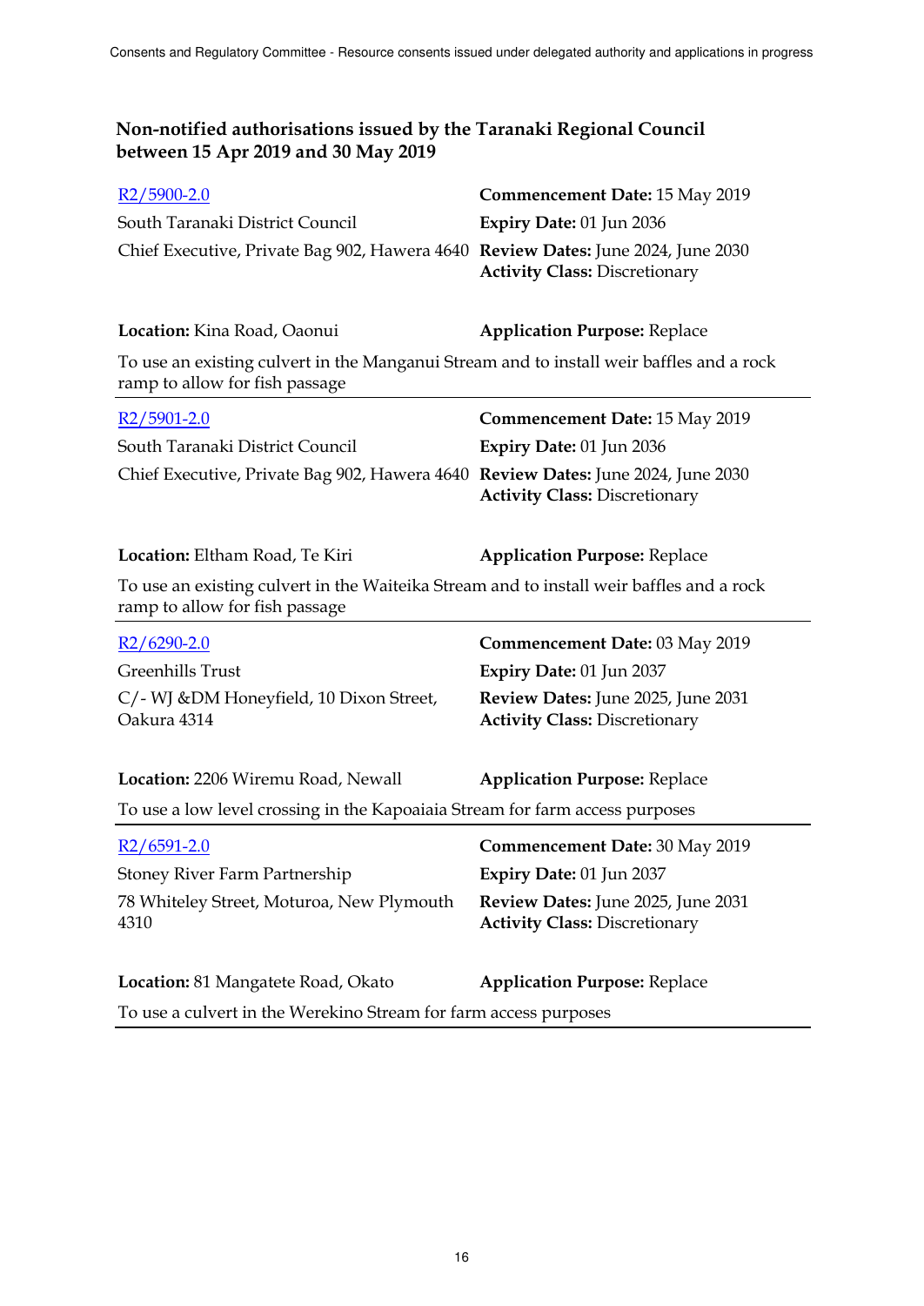## Non-notified authorisations issued by the Taranaki Regional Council between 15 Apr 2019 and 30 May 2019

R2/5900-2.0
South Taranaki District Council
Chief Executive, Private Bag 902, Hawera 4640

**Commencement Date:** 15 May 2019
**Expiry Date:** 01 Jun 2036
**Review Dates:** June 2024, June 2030
**Activity Class:** Discretionary

**Location:** Kina Road, Oaonui
**Application Purpose:** Replace

To use an existing culvert in the Manganui Stream and to install weir baffles and a rock ramp to allow for fish passage

---

R2/5901-2.0
South Taranaki District Council
Chief Executive, Private Bag 902, Hawera 4640

**Commencement Date:** 15 May 2019
**Expiry Date:** 01 Jun 2036
**Review Dates:** June 2024, June 2030
**Activity Class:** Discretionary

**Location:** Eltham Road, Te Kiri
**Application Purpose:** Replace

To use an existing culvert in the Waiteika Stream and to install weir baffles and a rock ramp to allow for fish passage

---

R2/6290-2.0
Greenhills Trust
C/- WJ &DM Honeyfield, 10 Dixon Street, Oakura 4314

**Commencement Date:** 03 May 2019
**Expiry Date:** 01 Jun 2037
**Review Dates:** June 2025, June 2031
**Activity Class:** Discretionary

**Location:** 2206 Wiremu Road, Newall
**Application Purpose:** Replace

To use a low level crossing in the Kapoaiaia Stream for farm access purposes

---

R2/6591-2.0
Stoney River Farm Partnership
78 Whiteley Street, Moturoa, New Plymouth 4310

**Commencement Date:** 30 May 2019
**Expiry Date:** 01 Jun 2037
**Review Dates:** June 2025, June 2031
**Activity Class:** Discretionary

**Location:** 81 Mangatete Road, Okato
**Application Purpose:** Replace

To use a culvert in the Werekino Stream for farm access purposes

---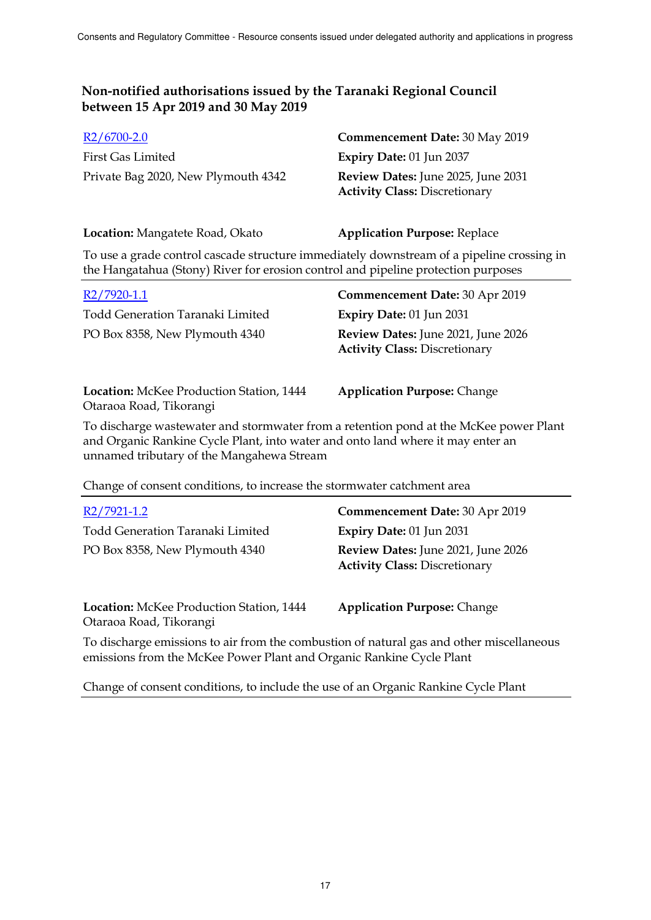## Non-notified authorisations issued by the Taranaki Regional Council between 15 Apr 2019 and 30 May 2019

R2/6700-2.0
First Gas Limited
Private Bag 2020, New Plymouth 4342

**Commencement Date:** 30 May 2019
**Expiry Date:** 01 Jun 2037
**Review Dates:** June 2025, June 2031
**Activity Class:** Discretionary

**Location:** Mangatete Road, Okato

**Application Purpose:** Replace

To use a grade control cascade structure immediately downstream of a pipeline crossing in the Hangatahua (Stony) River for erosion control and pipeline protection purposes

---

R2/7920-1.1
Todd Generation Taranaki Limited
PO Box 8358, New Plymouth 4340

**Commencement Date:** 30 Apr 2019
**Expiry Date:** 01 Jun 2031
**Review Dates:** June 2021, June 2026
**Activity Class:** Discretionary

**Location:** McKee Production Station, 1444 Otaraoa Road, Tikorangi

**Application Purpose:** Change

To discharge wastewater and stormwater from a retention pond at the McKee power Plant and Organic Rankine Cycle Plant, into water and onto land where it may enter an unnamed tributary of the Mangahewa Stream

Change of consent conditions, to increase the stormwater catchment area

---

R2/7921-1.2
Todd Generation Taranaki Limited
PO Box 8358, New Plymouth 4340

**Commencement Date:** 30 Apr 2019
**Expiry Date:** 01 Jun 2031
**Review Dates:** June 2021, June 2026
**Activity Class:** Discretionary

**Location:** McKee Production Station, 1444 Otaraoa Road, Tikorangi

**Application Purpose:** Change

To discharge emissions to air from the combustion of natural gas and other miscellaneous emissions from the McKee Power Plant and Organic Rankine Cycle Plant

Change of consent conditions, to include the use of an Organic Rankine Cycle Plant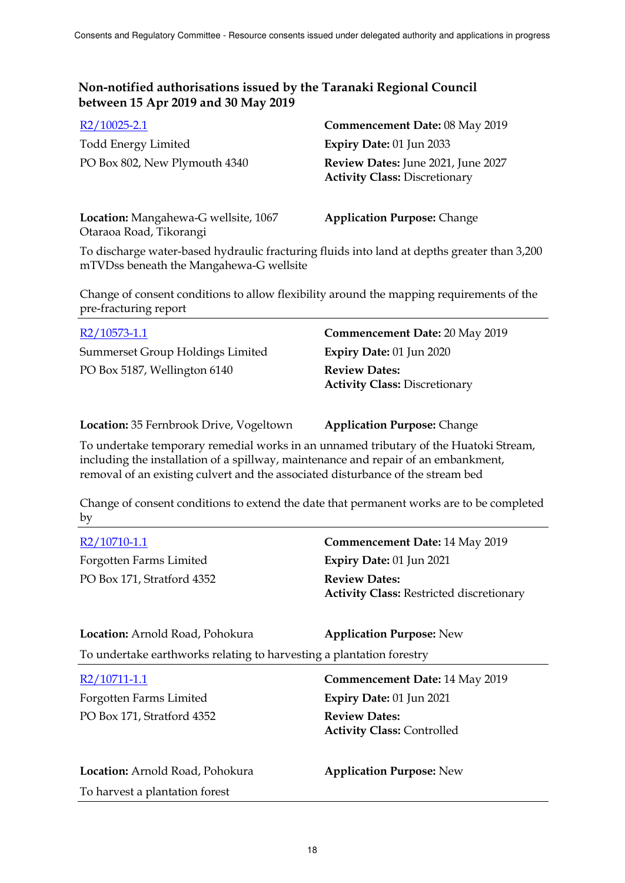## Non-notified authorisations issued by the Taranaki Regional Council between 15 Apr 2019 and 30 May 2019

R2/10025-2.1
Todd Energy Limited
PO Box 802, New Plymouth 4340

**Commencement Date:** 08 May 2019
**Expiry Date:** 01 Jun 2033
**Review Dates:** June 2021, June 2027
**Activity Class:** Discretionary

**Location:** Mangahewa-G wellsite, 1067 Otaraoa Road, Tikorangi

**Application Purpose:** Change

To discharge water-based hydraulic fracturing fluids into land at depths greater than 3,200 mTVDss beneath the Mangahewa-G wellsite

Change of consent conditions to allow flexibility around the mapping requirements of the pre-fracturing report

---

R2/10573-1.1
Summerset Group Holdings Limited
PO Box 5187, Wellington 6140

**Commencement Date:** 20 May 2019
**Expiry Date:** 01 Jun 2020
**Review Dates:**
**Activity Class:** Discretionary

**Location:** 35 Fernbrook Drive, Vogeltown

**Application Purpose:** Change

To undertake temporary remedial works in an unnamed tributary of the Huatoki Stream, including the installation of a spillway, maintenance and repair of an embankment, removal of an existing culvert and the associated disturbance of the stream bed

Change of consent conditions to extend the date that permanent works are to be completed by

---

R2/10710-1.1
Forgotten Farms Limited
PO Box 171, Stratford 4352

**Commencement Date:** 14 May 2019
**Expiry Date:** 01 Jun 2021
**Review Dates:**
**Activity Class:** Restricted discretionary

**Location:** Arnold Road, Pohokura

**Application Purpose:** New

To undertake earthworks relating to harvesting a plantation forestry

---

R2/10711-1.1
Forgotten Farms Limited
PO Box 171, Stratford 4352

**Commencement Date:** 14 May 2019
**Expiry Date:** 01 Jun 2021
**Review Dates:**
**Activity Class:** Controlled

**Location:** Arnold Road, Pohokura

**Application Purpose:** New

To harvest a plantation forest

---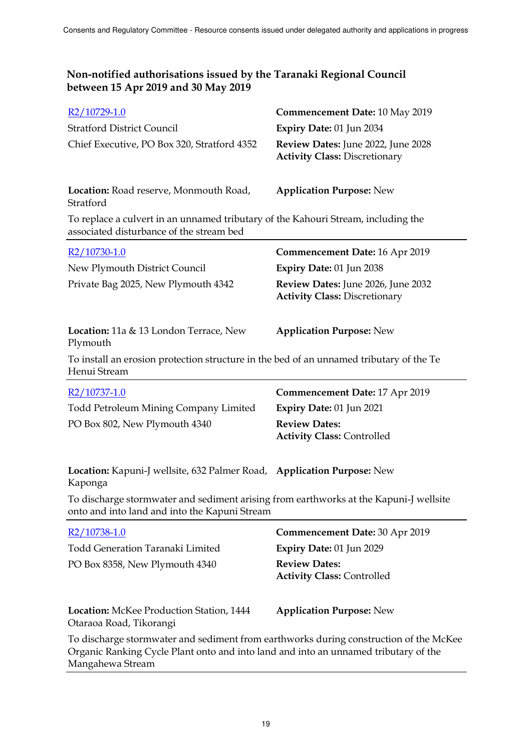## Non-notified authorisations issued by the Taranaki Regional Council between 15 Apr 2019 and 30 May 2019

R2/10729-1.0
Stratford District Council
Chief Executive, PO Box 320, Stratford 4352

**Commencement Date:** 10 May 2019
**Expiry Date:** 01 Jun 2034
**Review Dates:** June 2022, June 2028
**Activity Class:** Discretionary

**Location:** Road reserve, Monmouth Road, Stratford
**Application Purpose:** New

To replace a culvert in an unnamed tributary of the Kahouri Stream, including the associated disturbance of the stream bed

---

R2/10730-1.0
New Plymouth District Council
Private Bag 2025, New Plymouth 4342

**Commencement Date:** 16 Apr 2019
**Expiry Date:** 01 Jun 2038
**Review Dates:** June 2026, June 2032
**Activity Class:** Discretionary

**Location:** 11a & 13 London Terrace, New Plymouth
**Application Purpose:** New

To install an erosion protection structure in the bed of an unnamed tributary of the Te Henui Stream

---

R2/10737-1.0
Todd Petroleum Mining Company Limited
PO Box 802, New Plymouth 4340

**Commencement Date:** 17 Apr 2019
**Expiry Date:** 01 Jun 2021
**Review Dates:**
**Activity Class:** Controlled

**Location:** Kapuni-J wellsite, 632 Palmer Road, Kaponga
**Application Purpose:** New

To discharge stormwater and sediment arising from earthworks at the Kapuni-J wellsite onto and into land and into the Kapuni Stream

---

R2/10738-1.0
Todd Generation Taranaki Limited
PO Box 8358, New Plymouth 4340

**Commencement Date:** 30 Apr 2019
**Expiry Date:** 01 Jun 2029
**Review Dates:**
**Activity Class:** Controlled

**Location:** McKee Production Station, 1444 Otaraoa Road, Tikorangi
**Application Purpose:** New

To discharge stormwater and sediment from earthworks during construction of the McKee Organic Ranking Cycle Plant onto and into land and into an unnamed tributary of the Mangahewa Stream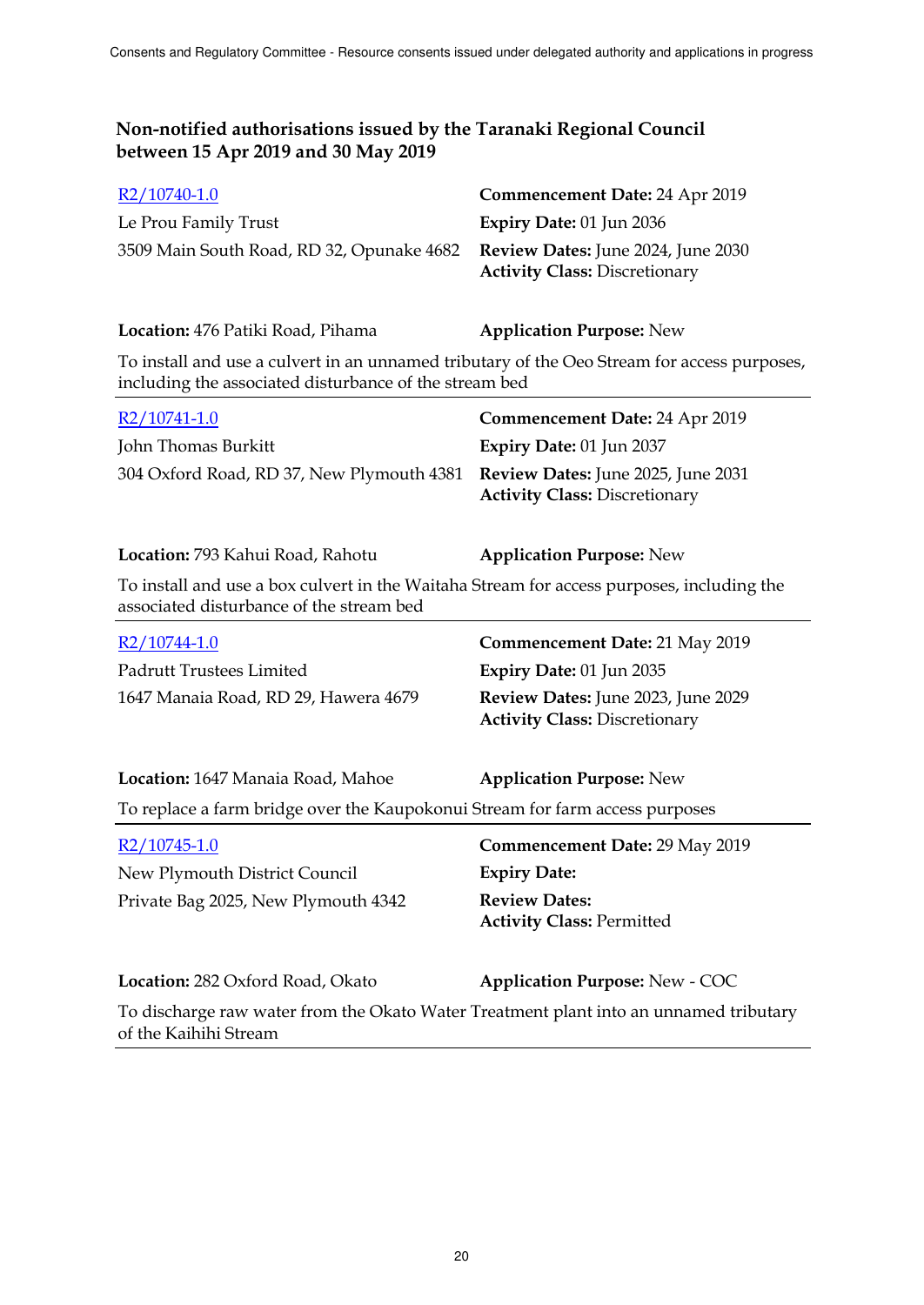## Non-notified authorisations issued by the Taranaki Regional Council between 15 Apr 2019 and 30 May 2019

| | |
|---|---|
| R2/10740-1.0 | **Commencement Date:** 24 Apr 2019 |
| Le Prou Family Trust | **Expiry Date:** 01 Jun 2036 |
| 3509 Main South Road, RD 32, Opunake 4682 | **Review Dates:** June 2024, June 2030 |
| | **Activity Class:** Discretionary |
| **Location:** 476 Patiki Road, Pihama | **Application Purpose:** New |

To install and use a culvert in an unnamed tributary of the Oeo Stream for access purposes, including the associated disturbance of the stream bed

---

| | |
|---|---|
| R2/10741-1.0 | **Commencement Date:** 24 Apr 2019 |
| John Thomas Burkitt | **Expiry Date:** 01 Jun 2037 |
| 304 Oxford Road, RD 37, New Plymouth 4381 | **Review Dates:** June 2025, June 2031 |
| | **Activity Class:** Discretionary |
| **Location:** 793 Kahui Road, Rahotu | **Application Purpose:** New |

To install and use a box culvert in the Waitaha Stream for access purposes, including the associated disturbance of the stream bed

---

| | |
|---|---|
| R2/10744-1.0 | **Commencement Date:** 21 May 2019 |
| Padrutt Trustees Limited | **Expiry Date:** 01 Jun 2035 |
| 1647 Manaia Road, RD 29, Hawera 4679 | **Review Dates:** June 2023, June 2029 |
| | **Activity Class:** Discretionary |
| **Location:** 1647 Manaia Road, Mahoe | **Application Purpose:** New |

To replace a farm bridge over the Kaupokonui Stream for farm access purposes

---

| | |
|---|---|
| R2/10745-1.0 | **Commencement Date:** 29 May 2019 |
| New Plymouth District Council | **Expiry Date:** |
| Private Bag 2025, New Plymouth 4342 | **Review Dates:** |
| | **Activity Class:** Permitted |
| **Location:** 282 Oxford Road, Okato | **Application Purpose:** New - COC |

To discharge raw water from the Okato Water Treatment plant into an unnamed tributary of the Kaihihi Stream

---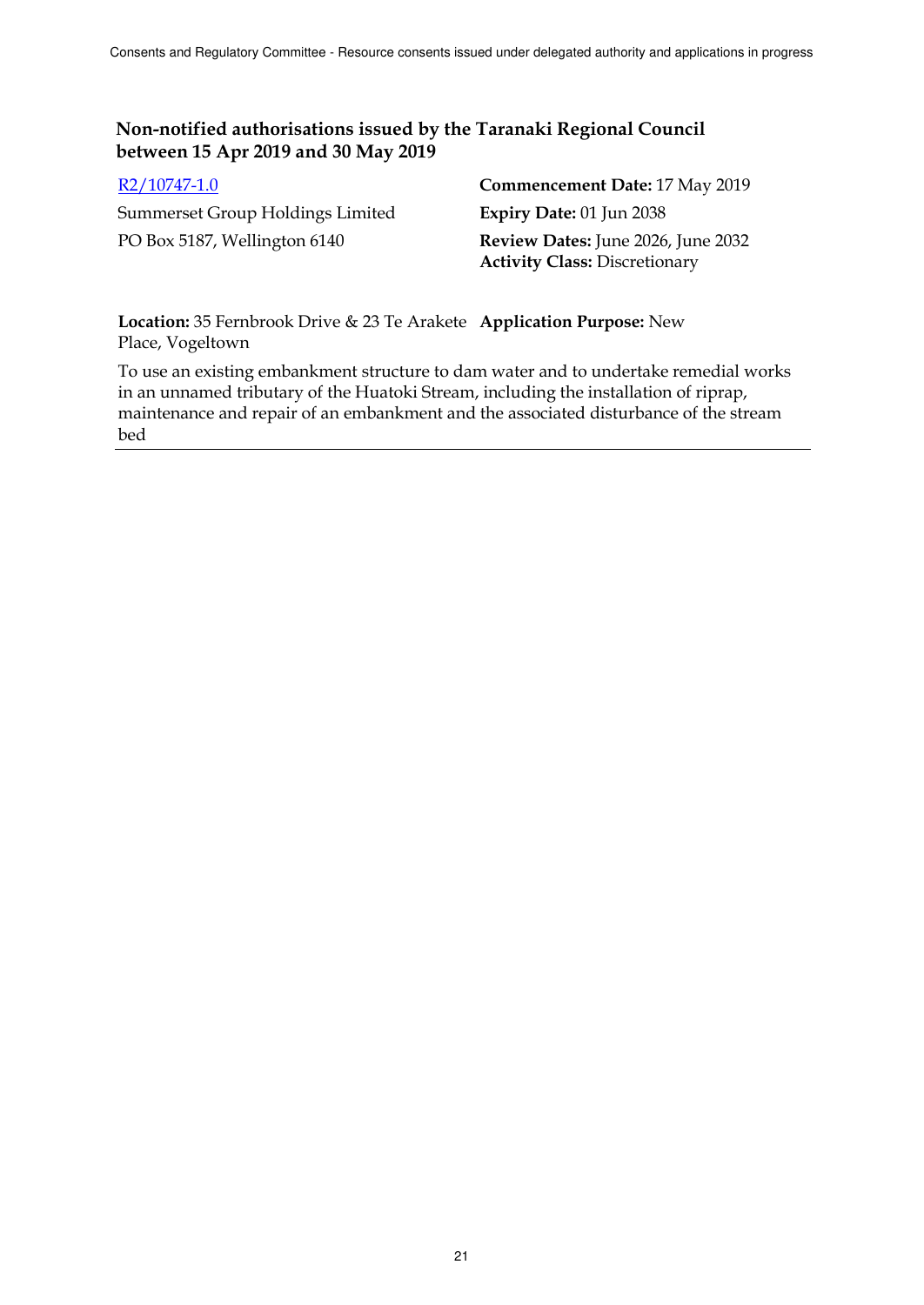**Non-notified authorisations issued by the Taranaki Regional Council between 15 Apr 2019 and 30 May 2019**

R2/10747-1.0

Summerset Group Holdings Limited

PO Box 5187, Wellington 6140

**Commencement Date:** 17 May 2019

**Expiry Date:** 01 Jun 2038

**Review Dates:** June 2026, June 2032

**Activity Class:** Discretionary

**Location:** 35 Fernbrook Drive & 23 Te Arakete Place, Vogeltown

**Application Purpose:** New

To use an existing embankment structure to dam water and to undertake remedial works in an unnamed tributary of the Huatoki Stream, including the installation of riprap, maintenance and repair of an embankment and the associated disturbance of the stream bed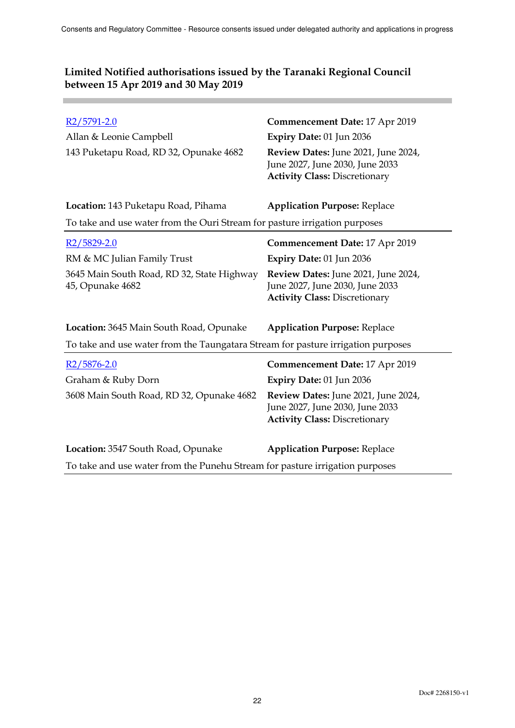## Limited Notified authorisations issued by the Taranaki Regional Council between 15 Apr 2019 and 30 May 2019

---

[R2/5791-2.0](R2/5791-2.0)
Allan & Leonie Campbell
143 Puketapu Road, RD 32, Opunake 4682

**Commencement Date:** 17 Apr 2019
**Expiry Date:** 01 Jun 2036
**Review Dates:** June 2021, June 2024, June 2027, June 2030, June 2033
**Activity Class:** Discretionary

**Location:** 143 Puketapu Road, Pihama
**Application Purpose:** Replace

To take and use water from the Ouri Stream for pasture irrigation purposes

---

[R2/5829-2.0](R2/5829-2.0)
RM & MC Julian Family Trust
3645 Main South Road, RD 32, State Highway 45, Opunake 4682

**Commencement Date:** 17 Apr 2019
**Expiry Date:** 01 Jun 2036
**Review Dates:** June 2021, June 2024, June 2027, June 2030, June 2033
**Activity Class:** Discretionary

**Location:** 3645 Main South Road, Opunake
**Application Purpose:** Replace

To take and use water from the Taungatara Stream for pasture irrigation purposes

---

[R2/5876-2.0](R2/5876-2.0)
Graham & Ruby Dorn
3608 Main South Road, RD 32, Opunake 4682

**Commencement Date:** 17 Apr 2019
**Expiry Date:** 01 Jun 2036
**Review Dates:** June 2021, June 2024, June 2027, June 2030, June 2033
**Activity Class:** Discretionary

**Location:** 3547 South Road, Opunake
**Application Purpose:** Replace

To take and use water from the Punehu Stream for pasture irrigation purposes

---

Doc# 2268150-v1